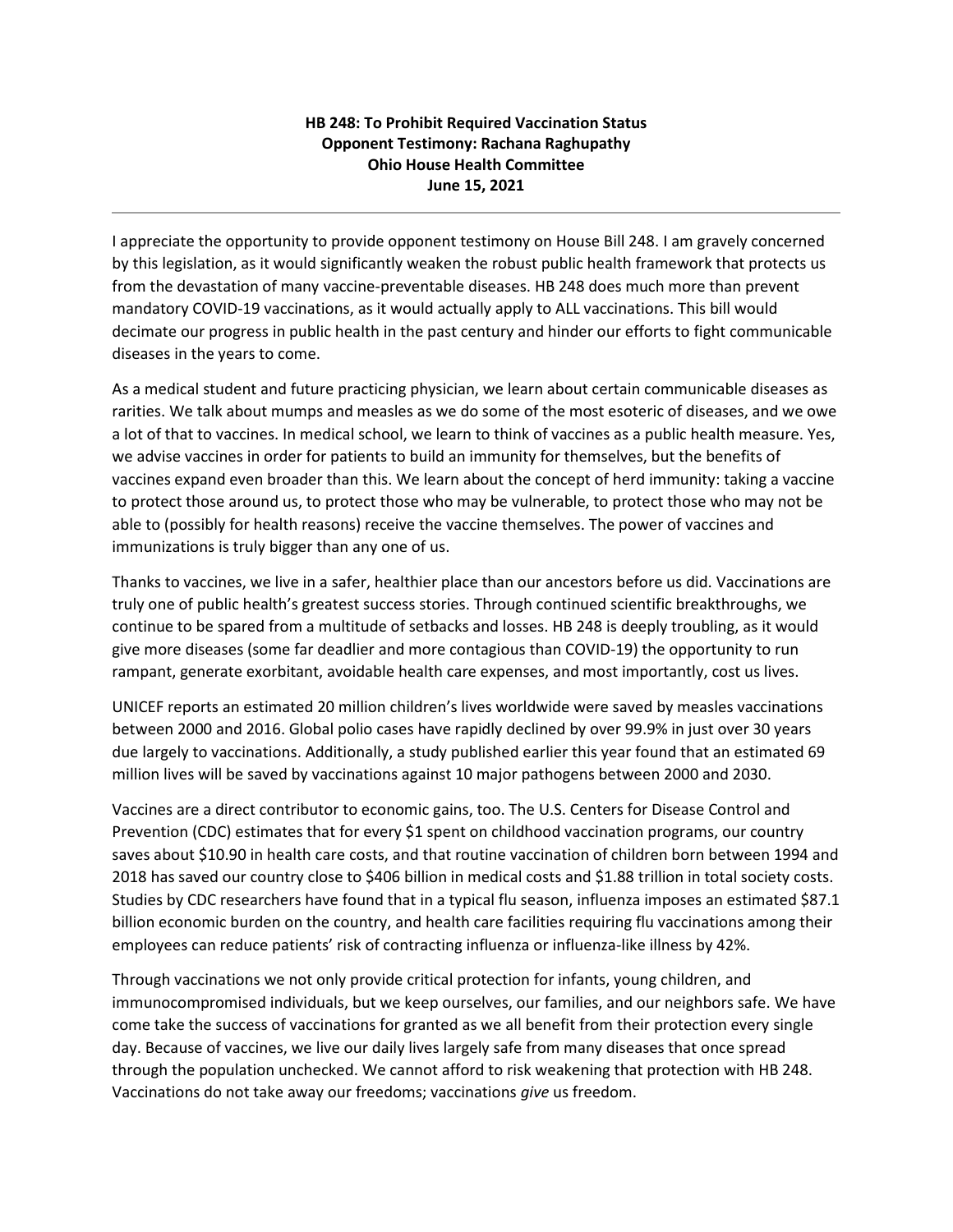**HB 248: To Prohibit Required Vaccination Status**
**Opponent Testimony: Rachana Raghupathy**
**Ohio House Health Committee**
**June 15, 2021**

---

I appreciate the opportunity to provide opponent testimony on House Bill 248. I am gravely concerned by this legislation, as it would significantly weaken the robust public health framework that protects us from the devastation of many vaccine-preventable diseases. HB 248 does much more than prevent mandatory COVID-19 vaccinations, as it would actually apply to ALL vaccinations. This bill would decimate our progress in public health in the past century and hinder our efforts to fight communicable diseases in the years to come.

As a medical student and future practicing physician, we learn about certain communicable diseases as rarities. We talk about mumps and measles as we do some of the most esoteric of diseases, and we owe a lot of that to vaccines. In medical school, we learn to think of vaccines as a public health measure. Yes, we advise vaccines in order for patients to build an immunity for themselves, but the benefits of vaccines expand even broader than this. We learn about the concept of herd immunity: taking a vaccine to protect those around us, to protect those who may be vulnerable, to protect those who may not be able to (possibly for health reasons) receive the vaccine themselves. The power of vaccines and immunizations is truly bigger than any one of us.

Thanks to vaccines, we live in a safer, healthier place than our ancestors before us did. Vaccinations are truly one of public health's greatest success stories. Through continued scientific breakthroughs, we continue to be spared from a multitude of setbacks and losses. HB 248 is deeply troubling, as it would give more diseases (some far deadlier and more contagious than COVID-19) the opportunity to run rampant, generate exorbitant, avoidable health care expenses, and most importantly, cost us lives.

UNICEF reports an estimated 20 million children's lives worldwide were saved by measles vaccinations between 2000 and 2016. Global polio cases have rapidly declined by over 99.9% in just over 30 years due largely to vaccinations. Additionally, a study published earlier this year found that an estimated 69 million lives will be saved by vaccinations against 10 major pathogens between 2000 and 2030.

Vaccines are a direct contributor to economic gains, too. The U.S. Centers for Disease Control and Prevention (CDC) estimates that for every $1 spent on childhood vaccination programs, our country saves about $10.90 in health care costs, and that routine vaccination of children born between 1994 and 2018 has saved our country close to $406 billion in medical costs and $1.88 trillion in total society costs. Studies by CDC researchers have found that in a typical flu season, influenza imposes an estimated $87.1 billion economic burden on the country, and health care facilities requiring flu vaccinations among their employees can reduce patients' risk of contracting influenza or influenza-like illness by 42%.

Through vaccinations we not only provide critical protection for infants, young children, and immunocompromised individuals, but we keep ourselves, our families, and our neighbors safe. We have come take the success of vaccinations for granted as we all benefit from their protection every single day. Because of vaccines, we live our daily lives largely safe from many diseases that once spread through the population unchecked. We cannot afford to risk weakening that protection with HB 248. Vaccinations do not take away our freedoms; vaccinations *give* us freedom.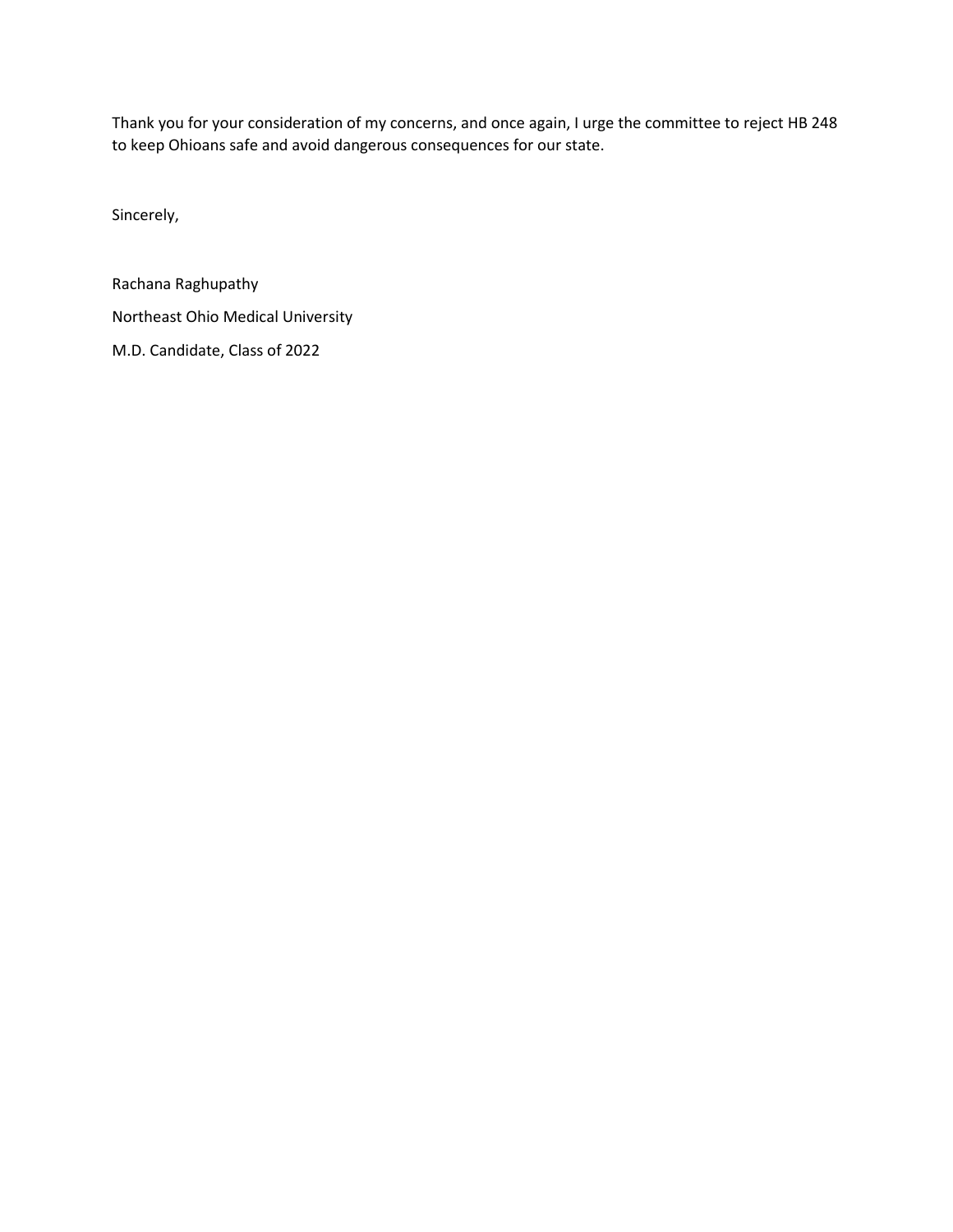Thank you for your consideration of my concerns, and once again, I urge the committee to reject HB 248 to keep Ohioans safe and avoid dangerous consequences for our state.

Sincerely,

Rachana Raghupathy

Northeast Ohio Medical University

M.D. Candidate, Class of 2022